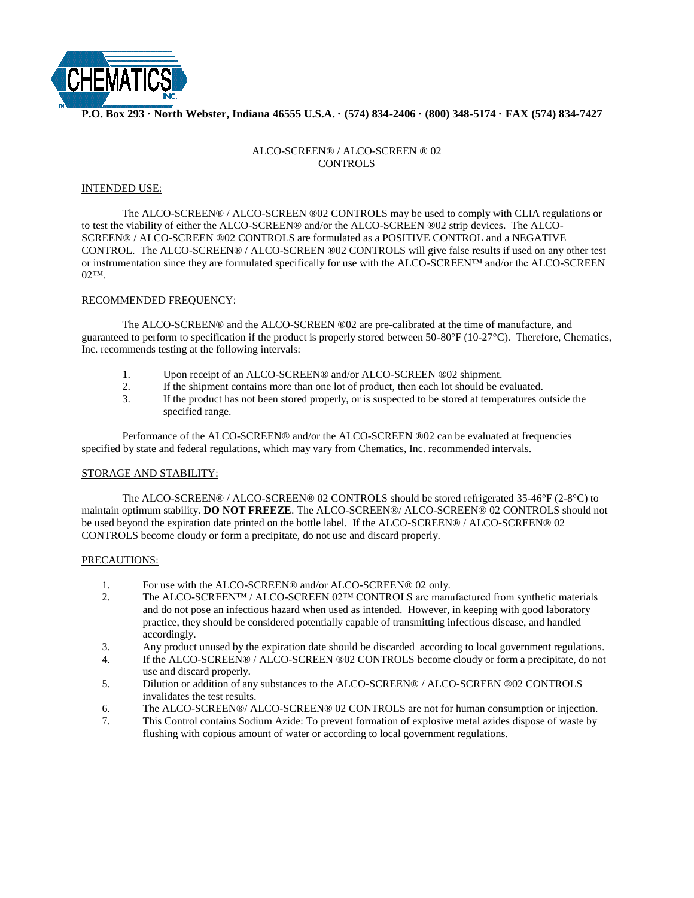CHEMATICS INC.

**P.O. Box 293 · North Webster, Indiana 46555 U.S.A. · (574) 834-2406 · (800) 348-5174 · FAX (574) 834-7427**

# ALCO-SCREEN® / ALCO-SCREEN ® 02 CONTROLS

## INTENDED USE:

The ALCO-SCREEN® / ALCO-SCREEN ®02 CONTROLS may be used to comply with CLIA regulations or to test the viability of either the ALCO-SCREEN® and/or the ALCO-SCREEN ®02 strip devices. The ALCO-SCREEN® / ALCO-SCREEN ®02 CONTROLS are formulated as a POSITIVE CONTROL and a NEGATIVE CONTROL. The ALCO-SCREEN® / ALCO-SCREEN ®02 CONTROLS will give false results if used on any other test or instrumentation since they are formulated specifically for use with the ALCO-SCREEN™ and/or the ALCO-SCREEN 02™.

## RECOMMENDED FREQUENCY:

The ALCO-SCREEN® and the ALCO-SCREEN ®02 are pre-calibrated at the time of manufacture, and guaranteed to perform to specification if the product is properly stored between 50-80°F (10-27°C). Therefore, Chematics, Inc. recommends testing at the following intervals:

1. Upon receipt of an ALCO-SCREEN® and/or ALCO-SCREEN ®02 shipment.
2. If the shipment contains more than one lot of product, then each lot should be evaluated.
3. If the product has not been stored properly, or is suspected to be stored at temperatures outside the specified range.

Performance of the ALCO-SCREEN® and/or the ALCO-SCREEN ®02 can be evaluated at frequencies specified by state and federal regulations, which may vary from Chematics, Inc. recommended intervals.

## STORAGE AND STABILITY:

The ALCO-SCREEN® / ALCO-SCREEN® 02 CONTROLS should be stored refrigerated 35-46°F (2-8°C) to maintain optimum stability. **DO NOT FREEZE**. The ALCO-SCREEN®/ ALCO-SCREEN® 02 CONTROLS should not be used beyond the expiration date printed on the bottle label. If the ALCO-SCREEN® / ALCO-SCREEN® 02 CONTROLS become cloudy or form a precipitate, do not use and discard properly.

## PRECAUTIONS:

1. For use with the ALCO-SCREEN® and/or ALCO-SCREEN® 02 only.
2. The ALCO-SCREEN™ / ALCO-SCREEN 02™ CONTROLS are manufactured from synthetic materials and do not pose an infectious hazard when used as intended. However, in keeping with good laboratory practice, they should be considered potentially capable of transmitting infectious disease, and handled accordingly.
3. Any product unused by the expiration date should be discarded according to local government regulations.
4. If the ALCO-SCREEN® / ALCO-SCREEN ®02 CONTROLS become cloudy or form a precipitate, do not use and discard properly.
5. Dilution or addition of any substances to the ALCO-SCREEN® / ALCO-SCREEN ®02 CONTROLS invalidates the test results.
6. The ALCO-SCREEN®/ ALCO-SCREEN® 02 CONTROLS are not for human consumption or injection.
7. This Control contains Sodium Azide: To prevent formation of explosive metal azides dispose of waste by flushing with copious amount of water or according to local government regulations.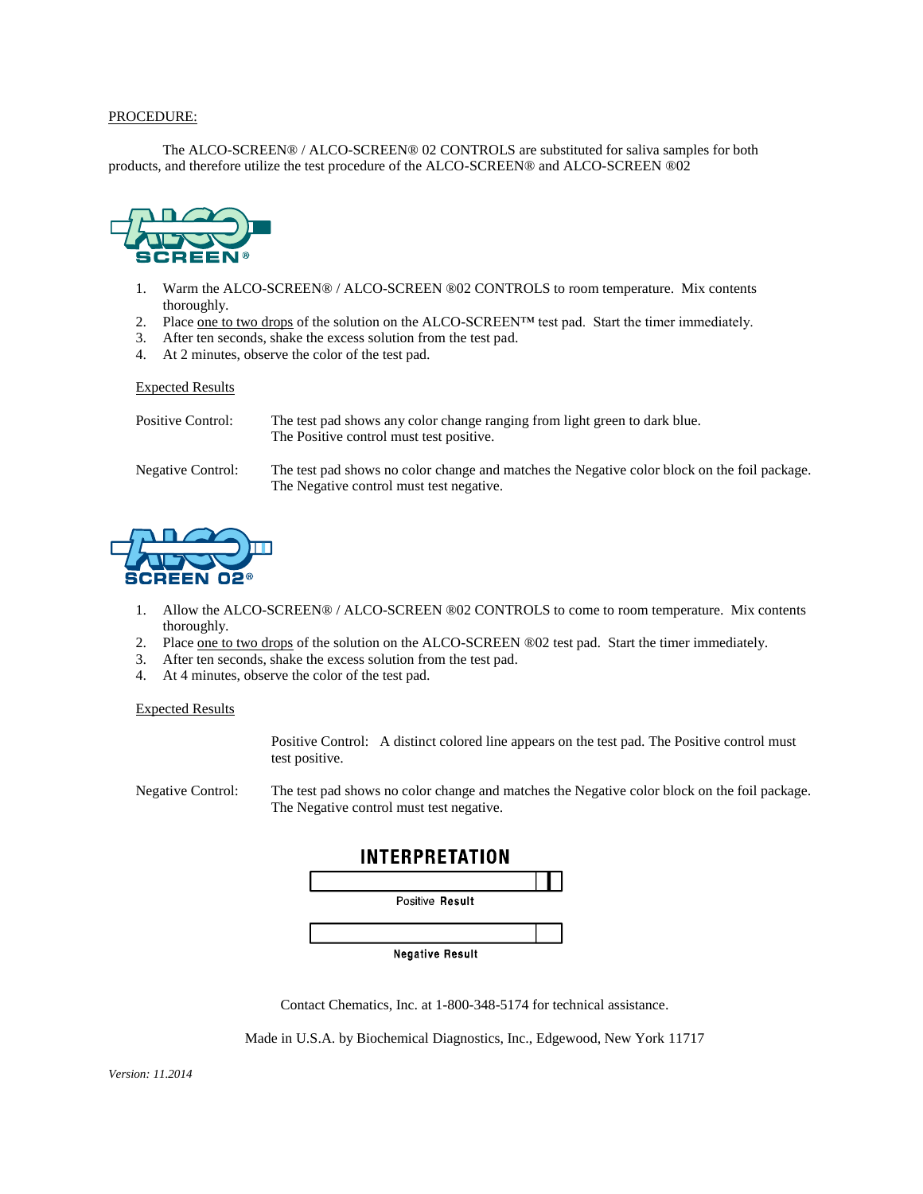PROCEDURE:

The ALCO-SCREEN® / ALCO-SCREEN® 02 CONTROLS are substituted for saliva samples for both products, and therefore utilize the test procedure of the ALCO-SCREEN® and ALCO-SCREEN ®02

ALCO SCREEN®

1. Warm the ALCO-SCREEN® / ALCO-SCREEN ®02 CONTROLS to room temperature. Mix contents thoroughly.
2. Place one to two drops of the solution on the ALCO-SCREEN™ test pad. Start the timer immediately.
3. After ten seconds, shake the excess solution from the test pad.
4. At 2 minutes, observe the color of the test pad.

Expected Results

| | |
|---|---|
| Positive Control: | The test pad shows any color change ranging from light green to dark blue. The Positive control must test positive. |
| Negative Control: | The test pad shows no color change and matches the Negative color block on the foil package. The Negative control must test negative. |

ALCO SCREEN 02®

1. Allow the ALCO-SCREEN® / ALCO-SCREEN ®02 CONTROLS to come to room temperature. Mix contents thoroughly.
2. Place one to two drops of the solution on the ALCO-SCREEN ®02 test pad. Start the timer immediately.
3. After ten seconds, shake the excess solution from the test pad.
4. At 4 minutes, observe the color of the test pad.

Expected Results

| | |
|---|---|
| Positive Control: | A distinct colored line appears on the test pad. The Positive control must test positive. |
| Negative Control: | The test pad shows no color change and matches the Negative color block on the foil package. The Negative control must test negative. |

INTERPRETATION

Positive Result

Negative Result

Contact Chematics, Inc. at 1-800-348-5174 for technical assistance.

Made in U.S.A. by Biochemical Diagnostics, Inc., Edgewood, New York 11717

*Version: 11.2014*